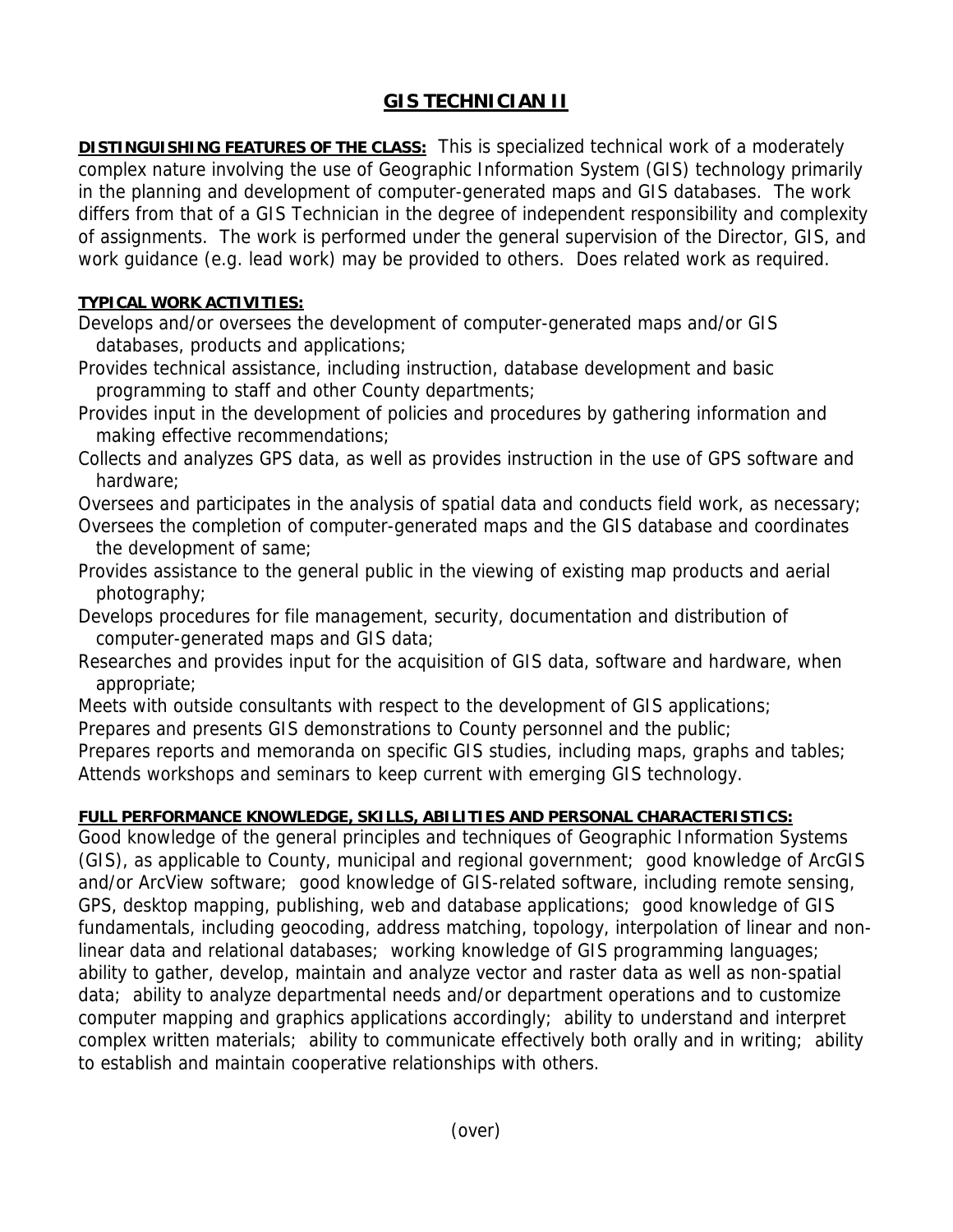# GIS TECHNICIAN II

**DISTINGUISHING FEATURES OF THE CLASS:** This is specialized technical work of a moderately complex nature involving the use of Geographic Information System (GIS) technology primarily in the planning and development of computer-generated maps and GIS databases. The work differs from that of a GIS Technician in the degree of independent responsibility and complexity of assignments. The work is performed under the general supervision of the Director, GIS, and work guidance (e.g. lead work) may be provided to others. Does related work as required.

**TYPICAL WORK ACTIVITIES:**

Develops and/or oversees the development of computer-generated maps and/or GIS databases, products and applications;

Provides technical assistance, including instruction, database development and basic programming to staff and other County departments;

Provides input in the development of policies and procedures by gathering information and making effective recommendations;

Collects and analyzes GPS data, as well as provides instruction in the use of GPS software and hardware;

Oversees and participates in the analysis of spatial data and conducts field work, as necessary;

Oversees the completion of computer-generated maps and the GIS database and coordinates the development of same;

Provides assistance to the general public in the viewing of existing map products and aerial photography;

Develops procedures for file management, security, documentation and distribution of computer-generated maps and GIS data;

Researches and provides input for the acquisition of GIS data, software and hardware, when appropriate;

Meets with outside consultants with respect to the development of GIS applications;

Prepares and presents GIS demonstrations to County personnel and the public;

Prepares reports and memoranda on specific GIS studies, including maps, graphs and tables;

Attends workshops and seminars to keep current with emerging GIS technology.

**FULL PERFORMANCE KNOWLEDGE, SKILLS, ABILITIES AND PERSONAL CHARACTERISTICS:**

Good knowledge of the general principles and techniques of Geographic Information Systems (GIS), as applicable to County, municipal and regional government; good knowledge of ArcGIS and/or ArcView software; good knowledge of GIS-related software, including remote sensing, GPS, desktop mapping, publishing, web and database applications; good knowledge of GIS fundamentals, including geocoding, address matching, topology, interpolation of linear and non-linear data and relational databases; working knowledge of GIS programming languages; ability to gather, develop, maintain and analyze vector and raster data as well as non-spatial data; ability to analyze departmental needs and/or department operations and to customize computer mapping and graphics applications accordingly; ability to understand and interpret complex written materials; ability to communicate effectively both orally and in writing; ability to establish and maintain cooperative relationships with others.

(over)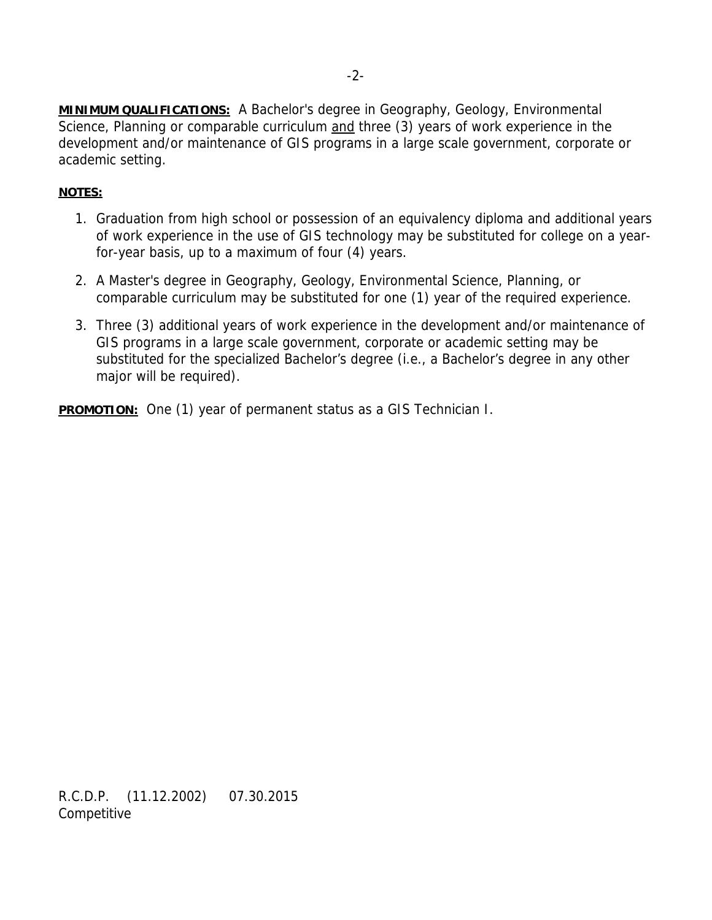**<u>MINIMUM QUALIFICATIONS:</u>** A Bachelor's degree in Geography, Geology, Environmental Science, Planning or comparable curriculum <u>and</u> three (3) years of work experience in the development and/or maintenance of GIS programs in a large scale government, corporate or academic setting.

**<u>NOTES:</u>**

1. Graduation from high school or possession of an equivalency diploma and additional years of work experience in the use of GIS technology may be substituted for college on a year-for-year basis, up to a maximum of four (4) years.
2. A Master's degree in Geography, Geology, Environmental Science, Planning, or comparable curriculum may be substituted for one (1) year of the required experience.
3. Three (3) additional years of work experience in the development and/or maintenance of GIS programs in a large scale government, corporate or academic setting may be substituted for the specialized Bachelor's degree (i.e., a Bachelor's degree in any other major will be required).

**<u>PROMOTION:</u>** One (1) year of permanent status as a GIS Technician I.

R.C.D.P. (11.12.2002) 07.30.2015
Competitive